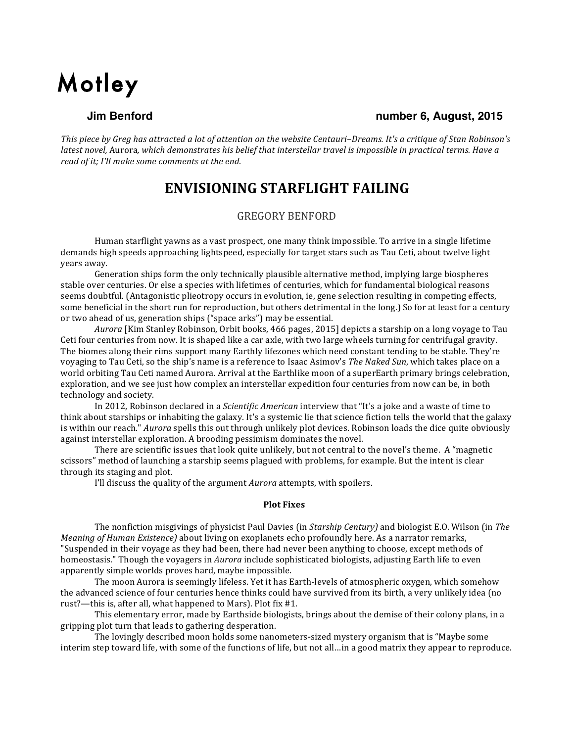# Motley

**Jim Benford** **number 6, August, 2015**

*This piece by Greg has attracted a lot of attention on the website Centauri–Dreams. It's a critique of Stan Robinson's latest novel,* Aurora*, which demonstrates his belief that interstellar travel is impossible in practical terms. Have a read of it; I'll make some comments at the end.*

## ENVISIONING STARFLIGHT FAILING

GREGORY BENFORD

Human starflight yawns as a vast prospect, one many think impossible. To arrive in a single lifetime demands high speeds approaching lightspeed, especially for target stars such as Tau Ceti, about twelve light years away.

Generation ships form the only technically plausible alternative method, implying large biospheres stable over centuries. Or else a species with lifetimes of centuries, which for fundamental biological reasons seems doubtful. (Antagonistic plieotropy occurs in evolution, ie, gene selection resulting in competing effects, some beneficial in the short run for reproduction, but others detrimental in the long.) So for at least for a century or two ahead of us, generation ships ("space arks") may be essential.

*Aurora* [Kim Stanley Robinson, Orbit books, 466 pages, 2015] depicts a starship on a long voyage to Tau Ceti four centuries from now. It is shaped like a car axle, with two large wheels turning for centrifugal gravity. The biomes along their rims support many Earthly lifezones which need constant tending to be stable. They're voyaging to Tau Ceti, so the ship's name is a reference to Isaac Asimov's *The Naked Sun*, which takes place on a world orbiting Tau Ceti named Aurora. Arrival at the Earthlike moon of a superEarth primary brings celebration, exploration, and we see just how complex an interstellar expedition four centuries from now can be, in both technology and society.

In 2012, Robinson declared in a *Scientific American* interview that "It's a joke and a waste of time to think about starships or inhabiting the galaxy. It's a systemic lie that science fiction tells the world that the galaxy is within our reach." *Aurora* spells this out through unlikely plot devices. Robinson loads the dice quite obviously against interstellar exploration. A brooding pessimism dominates the novel.

There are scientific issues that look quite unlikely, but not central to the novel's theme. A "magnetic scissors" method of launching a starship seems plagued with problems, for example. But the intent is clear through its staging and plot.

I'll discuss the quality of the argument *Aurora* attempts, with spoilers.

### Plot Fixes

The nonfiction misgivings of physicist Paul Davies (in *Starship Century)* and biologist E.O. Wilson (in *The Meaning of Human Existence)* about living on exoplanets echo profoundly here. As a narrator remarks, "Suspended in their voyage as they had been, there had never been anything to choose, except methods of homeostasis." Though the voyagers in *Aurora* include sophisticated biologists, adjusting Earth life to even apparently simple worlds proves hard, maybe impossible.

The moon Aurora is seemingly lifeless. Yet it has Earth-levels of atmospheric oxygen, which somehow the advanced science of four centuries hence thinks could have survived from its birth, a very unlikely idea (no rust?—this is, after all, what happened to Mars). Plot fix #1.

This elementary error, made by Earthside biologists, brings about the demise of their colony plans, in a gripping plot turn that leads to gathering desperation.

The lovingly described moon holds some nanometers-sized mystery organism that is "Maybe some interim step toward life, with some of the functions of life, but not all…in a good matrix they appear to reproduce.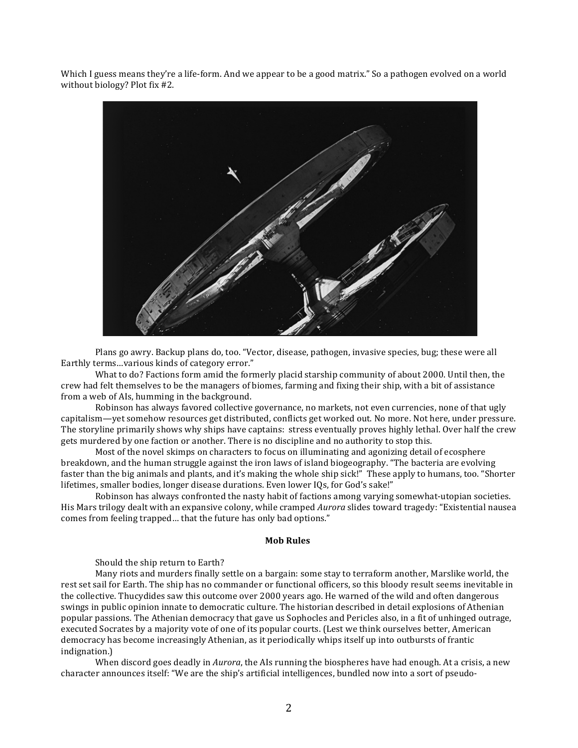Which I guess means they're a life-form. And we appear to be a good matrix." So a pathogen evolved on a world without biology? Plot fix #2.

Plans go awry. Backup plans do, too. "Vector, disease, pathogen, invasive species, bug; these were all Earthly terms…various kinds of category error."

What to do? Factions form amid the formerly placid starship community of about 2000. Until then, the crew had felt themselves to be the managers of biomes, farming and fixing their ship, with a bit of assistance from a web of AIs, humming in the background.

Robinson has always favored collective governance, no markets, not even currencies, none of that ugly capitalism—yet somehow resources get distributed, conflicts get worked out. No more. Not here, under pressure. The storyline primarily shows why ships have captains: stress eventually proves highly lethal. Over half the crew gets murdered by one faction or another. There is no discipline and no authority to stop this.

Most of the novel skimps on characters to focus on illuminating and agonizing detail of ecosphere breakdown, and the human struggle against the iron laws of island biogeography. "The bacteria are evolving faster than the big animals and plants, and it's making the whole ship sick!" These apply to humans, too. "Shorter lifetimes, smaller bodies, longer disease durations. Even lower IQs, for God's sake!"

Robinson has always confronted the nasty habit of factions among varying somewhat-utopian societies. His Mars trilogy dealt with an expansive colony, while cramped *Aurora* slides toward tragedy: "Existential nausea comes from feeling trapped… that the future has only bad options."

**Mob Rules**

Should the ship return to Earth?

Many riots and murders finally settle on a bargain: some stay to terraform another, Marslike world, the rest set sail for Earth. The ship has no commander or functional officers, so this bloody result seems inevitable in the collective. Thucydides saw this outcome over 2000 years ago. He warned of the wild and often dangerous swings in public opinion innate to democratic culture. The historian described in detail explosions of Athenian popular passions. The Athenian democracy that gave us Sophocles and Pericles also, in a fit of unhinged outrage, executed Socrates by a majority vote of one of its popular courts. (Lest we think ourselves better, American democracy has become increasingly Athenian, as it periodically whips itself up into outbursts of frantic indignation.)

When discord goes deadly in *Aurora*, the AIs running the biospheres have had enough. At a crisis, a new character announces itself: "We are the ship's artificial intelligences, bundled now into a sort of pseudo-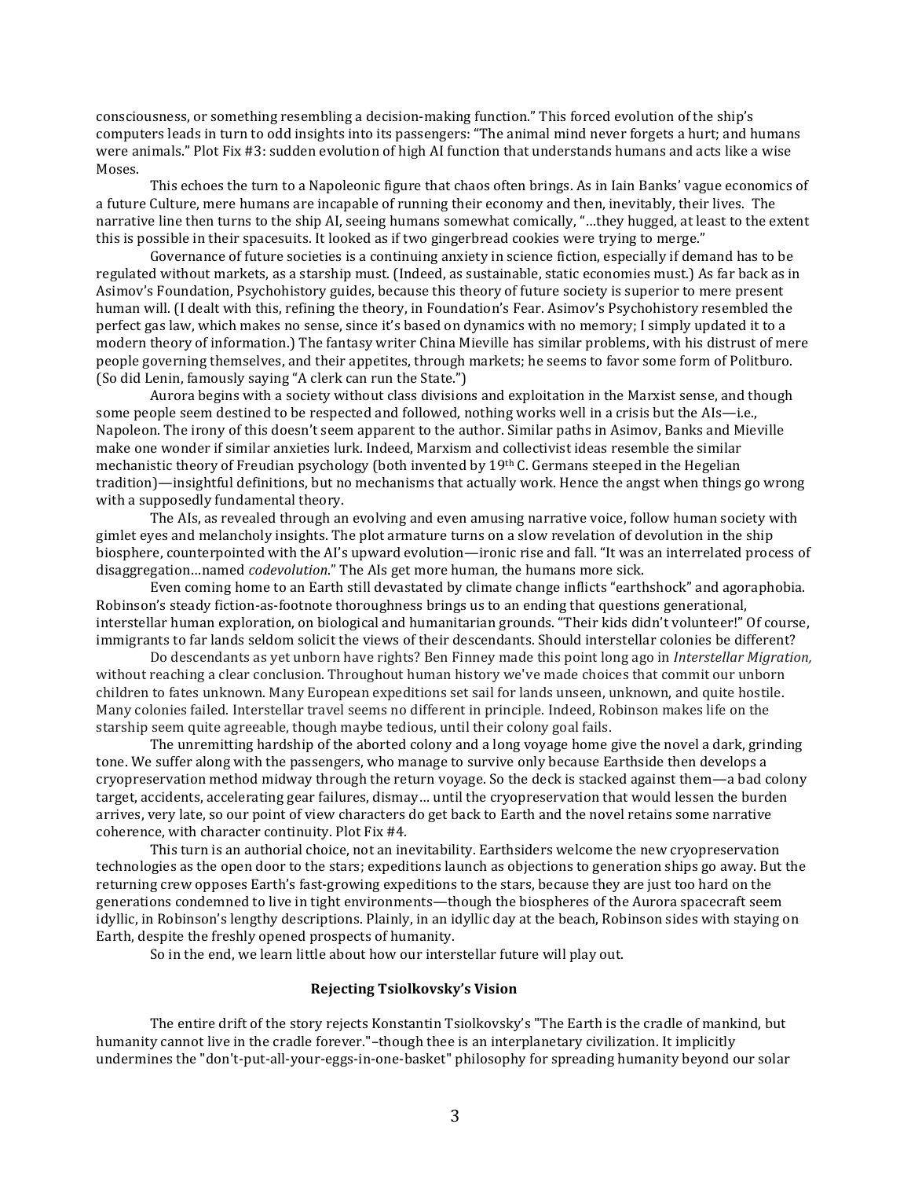consciousness, or something resembling a decision-making function." This forced evolution of the ship's computers leads in turn to odd insights into its passengers: "The animal mind never forgets a hurt; and humans were animals." Plot Fix #3: sudden evolution of high AI function that understands humans and acts like a wise Moses.

This echoes the turn to a Napoleonic figure that chaos often brings. As in Iain Banks' vague economics of a future Culture, mere humans are incapable of running their economy and then, inevitably, their lives. The narrative line then turns to the ship AI, seeing humans somewhat comically, "…they hugged, at least to the extent this is possible in their spacesuits. It looked as if two gingerbread cookies were trying to merge."

Governance of future societies is a continuing anxiety in science fiction, especially if demand has to be regulated without markets, as a starship must. (Indeed, as sustainable, static economies must.) As far back as in Asimov's Foundation, Psychohistory guides, because this theory of future society is superior to mere present human will. (I dealt with this, refining the theory, in Foundation's Fear. Asimov's Psychohistory resembled the perfect gas law, which makes no sense, since it's based on dynamics with no memory; I simply updated it to a modern theory of information.) The fantasy writer China Mieville has similar problems, with his distrust of mere people governing themselves, and their appetites, through markets; he seems to favor some form of Politburo. (So did Lenin, famously saying "A clerk can run the State.")

Aurora begins with a society without class divisions and exploitation in the Marxist sense, and though some people seem destined to be respected and followed, nothing works well in a crisis but the AIs—i.e., Napoleon. The irony of this doesn't seem apparent to the author. Similar paths in Asimov, Banks and Mieville make one wonder if similar anxieties lurk. Indeed, Marxism and collectivist ideas resemble the similar mechanistic theory of Freudian psychology (both invented by 19th C. Germans steeped in the Hegelian tradition)—insightful definitions, but no mechanisms that actually work. Hence the angst when things go wrong with a supposedly fundamental theory.

The AIs, as revealed through an evolving and even amusing narrative voice, follow human society with gimlet eyes and melancholy insights. The plot armature turns on a slow revelation of devolution in the ship biosphere, counterpointed with the AI's upward evolution—ironic rise and fall. "It was an interrelated process of disaggregation…named *codevolution*." The AIs get more human, the humans more sick.

Even coming home to an Earth still devastated by climate change inflicts "earthshock" and agoraphobia. Robinson's steady fiction-as-footnote thoroughness brings us to an ending that questions generational, interstellar human exploration, on biological and humanitarian grounds. "Their kids didn't volunteer!" Of course, immigrants to far lands seldom solicit the views of their descendants. Should interstellar colonies be different?

Do descendants as yet unborn have rights? Ben Finney made this point long ago in *Interstellar Migration,* without reaching a clear conclusion. Throughout human history we've made choices that commit our unborn children to fates unknown. Many European expeditions set sail for lands unseen, unknown, and quite hostile. Many colonies failed. Interstellar travel seems no different in principle. Indeed, Robinson makes life on the starship seem quite agreeable, though maybe tedious, until their colony goal fails.

The unremitting hardship of the aborted colony and a long voyage home give the novel a dark, grinding tone. We suffer along with the passengers, who manage to survive only because Earthside then develops a cryopreservation method midway through the return voyage. So the deck is stacked against them—a bad colony target, accidents, accelerating gear failures, dismay… until the cryopreservation that would lessen the burden arrives, very late, so our point of view characters do get back to Earth and the novel retains some narrative coherence, with character continuity. Plot Fix #4.

This turn is an authorial choice, not an inevitability. Earthsiders welcome the new cryopreservation technologies as the open door to the stars; expeditions launch as objections to generation ships go away. But the returning crew opposes Earth's fast-growing expeditions to the stars, because they are just too hard on the generations condemned to live in tight environments—though the biospheres of the Aurora spacecraft seem idyllic, in Robinson's lengthy descriptions. Plainly, in an idyllic day at the beach, Robinson sides with staying on Earth, despite the freshly opened prospects of humanity.

So in the end, we learn little about how our interstellar future will play out.

### Rejecting Tsiolkovsky's Vision

The entire drift of the story rejects Konstantin Tsiolkovsky's "The Earth is the cradle of mankind, but humanity cannot live in the cradle forever."–though thee is an interplanetary civilization. It implicitly undermines the "don't-put-all-your-eggs-in-one-basket" philosophy for spreading humanity beyond our solar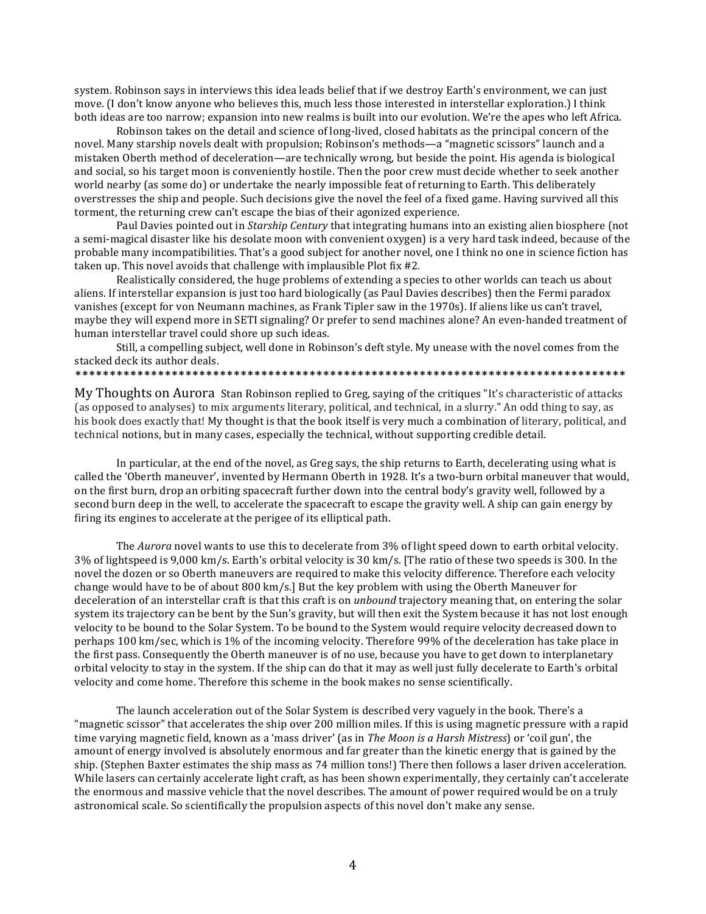system. Robinson says in interviews this idea leads belief that if we destroy Earth's environment, we can just move. (I don't know anyone who believes this, much less those interested in interstellar exploration.) I think both ideas are too narrow; expansion into new realms is built into our evolution. We're the apes who left Africa.

Robinson takes on the detail and science of long-lived, closed habitats as the principal concern of the novel. Many starship novels dealt with propulsion; Robinson's methods—a "magnetic scissors" launch and a mistaken Oberth method of deceleration—are technically wrong, but beside the point. His agenda is biological and social, so his target moon is conveniently hostile. Then the poor crew must decide whether to seek another world nearby (as some do) or undertake the nearly impossible feat of returning to Earth. This deliberately overstresses the ship and people. Such decisions give the novel the feel of a fixed game. Having survived all this torment, the returning crew can't escape the bias of their agonized experience.

Paul Davies pointed out in *Starship Century* that integrating humans into an existing alien biosphere (not a semi-magical disaster like his desolate moon with convenient oxygen) is a very hard task indeed, because of the probable many incompatibilities. That's a good subject for another novel, one I think no one in science fiction has taken up. This novel avoids that challenge with implausible Plot fix #2.

Realistically considered, the huge problems of extending a species to other worlds can teach us about aliens. If interstellar expansion is just too hard biologically (as Paul Davies describes) then the Fermi paradox vanishes (except for von Neumann machines, as Frank Tipler saw in the 1970s). If aliens like us can't travel, maybe they will expend more in SETI signaling? Or prefer to send machines alone? An even-handed treatment of human interstellar travel could shore up such ideas.

Still, a compelling subject, well done in Robinson's deft style. My unease with the novel comes from the stacked deck its author deals.

*********************************************************************************

My Thoughts on Aurora Stan Robinson replied to Greg, saying of the critiques "It's characteristic of attacks (as opposed to analyses) to mix arguments literary, political, and technical, in a slurry." An odd thing to say, as his book does exactly that! My thought is that the book itself is very much a combination of literary, political, and technical notions, but in many cases, especially the technical, without supporting credible detail.

In particular, at the end of the novel, as Greg says, the ship returns to Earth, decelerating using what is called the 'Oberth maneuver', invented by Hermann Oberth in 1928. It's a two-burn orbital maneuver that would, on the first burn, drop an orbiting spacecraft further down into the central body's gravity well, followed by a second burn deep in the well, to accelerate the spacecraft to escape the gravity well. A ship can gain energy by firing its engines to accelerate at the perigee of its elliptical path.

The *Aurora* novel wants to use this to decelerate from 3% of light speed down to earth orbital velocity. 3% of lightspeed is 9,000 km/s. Earth's orbital velocity is 30 km/s. [The ratio of these two speeds is 300. In the novel the dozen or so Oberth maneuvers are required to make this velocity difference. Therefore each velocity change would have to be of about 800 km/s.] But the key problem with using the Oberth Maneuver for deceleration of an interstellar craft is that this craft is on *unbound* trajectory meaning that, on entering the solar system its trajectory can be bent by the Sun's gravity, but will then exit the System because it has not lost enough velocity to be bound to the Solar System. To be bound to the System would require velocity decreased down to perhaps 100 km/sec, which is 1% of the incoming velocity. Therefore 99% of the deceleration has take place in the first pass. Consequently the Oberth maneuver is of no use, because you have to get down to interplanetary orbital velocity to stay in the system. If the ship can do that it may as well just fully decelerate to Earth's orbital velocity and come home. Therefore this scheme in the book makes no sense scientifically.

The launch acceleration out of the Solar System is described very vaguely in the book. There's a "magnetic scissor" that accelerates the ship over 200 million miles. If this is using magnetic pressure with a rapid time varying magnetic field, known as a 'mass driver' (as in *The Moon is a Harsh Mistress*) or 'coil gun', the amount of energy involved is absolutely enormous and far greater than the kinetic energy that is gained by the ship. (Stephen Baxter estimates the ship mass as 74 million tons!) There then follows a laser driven acceleration. While lasers can certainly accelerate light craft, as has been shown experimentally, they certainly can't accelerate the enormous and massive vehicle that the novel describes. The amount of power required would be on a truly astronomical scale. So scientifically the propulsion aspects of this novel don't make any sense.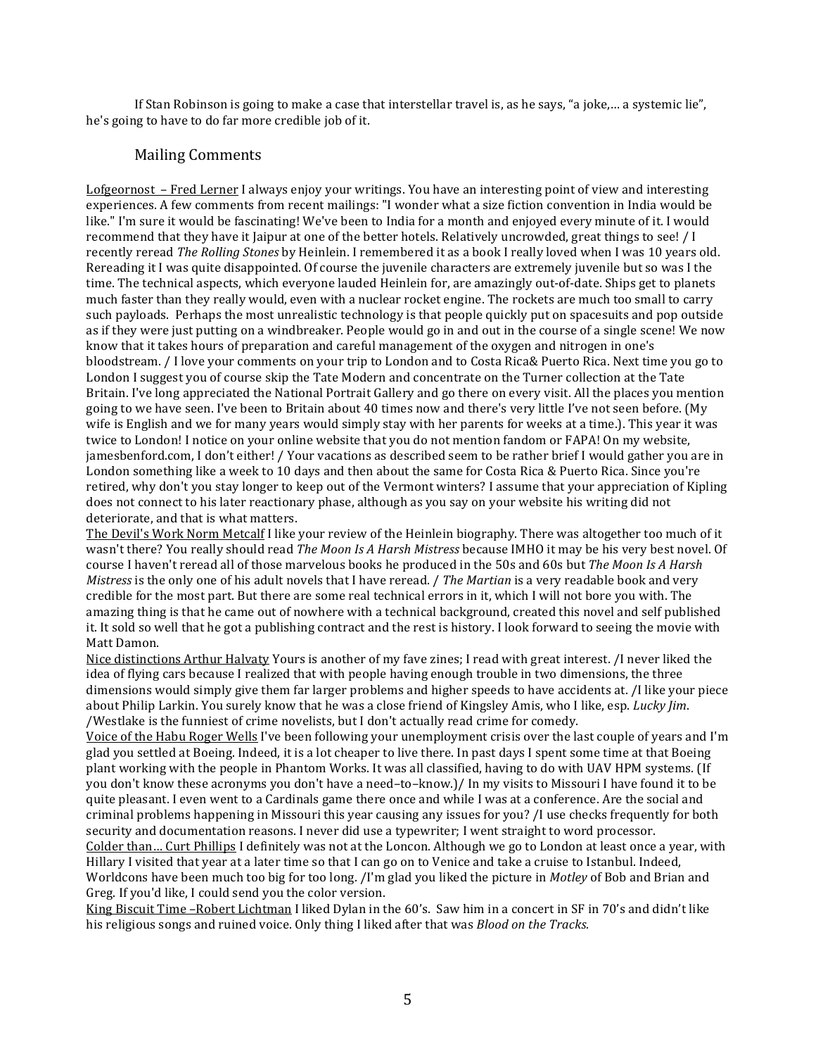If Stan Robinson is going to make a case that interstellar travel is, as he says, "a joke,… a systemic lie", he's going to have to do far more credible job of it.

## Mailing Comments

Lofgeornost – Fred Lerner I always enjoy your writings. You have an interesting point of view and interesting experiences. A few comments from recent mailings: "I wonder what a size fiction convention in India would be like." I'm sure it would be fascinating! We've been to India for a month and enjoyed every minute of it. I would recommend that they have it Jaipur at one of the better hotels. Relatively uncrowded, great things to see! / I recently reread *The Rolling Stones* by Heinlein. I remembered it as a book I really loved when I was 10 years old. Rereading it I was quite disappointed. Of course the juvenile characters are extremely juvenile but so was I the time. The technical aspects, which everyone lauded Heinlein for, are amazingly out-of-date. Ships get to planets much faster than they really would, even with a nuclear rocket engine. The rockets are much too small to carry such payloads. Perhaps the most unrealistic technology is that people quickly put on spacesuits and pop outside as if they were just putting on a windbreaker. People would go in and out in the course of a single scene! We now know that it takes hours of preparation and careful management of the oxygen and nitrogen in one's bloodstream. / I love your comments on your trip to London and to Costa Rica& Puerto Rica. Next time you go to London I suggest you of course skip the Tate Modern and concentrate on the Turner collection at the Tate Britain. I've long appreciated the National Portrait Gallery and go there on every visit. All the places you mention going to we have seen. I've been to Britain about 40 times now and there's very little I've not seen before. (My wife is English and we for many years would simply stay with her parents for weeks at a time.). This year it was twice to London! I notice on your online website that you do not mention fandom or FAPA! On my website, jamesbenford.com, I don't either! / Your vacations as described seem to be rather brief I would gather you are in London something like a week to 10 days and then about the same for Costa Rica & Puerto Rica. Since you're retired, why don't you stay longer to keep out of the Vermont winters? I assume that your appreciation of Kipling does not connect to his later reactionary phase, although as you say on your website his writing did not deteriorate, and that is what matters.

The Devil's Work Norm Metcalf I like your review of the Heinlein biography. There was altogether too much of it wasn't there? You really should read *The Moon Is A Harsh Mistress* because IMHO it may be his very best novel. Of course I haven't reread all of those marvelous books he produced in the 50s and 60s but *The Moon Is A Harsh Mistress* is the only one of his adult novels that I have reread. / *The Martian* is a very readable book and very credible for the most part. But there are some real technical errors in it, which I will not bore you with. The amazing thing is that he came out of nowhere with a technical background, created this novel and self published it. It sold so well that he got a publishing contract and the rest is history. I look forward to seeing the movie with Matt Damon.

Nice distinctions Arthur Halvaty Yours is another of my fave zines; I read with great interest. /I never liked the idea of flying cars because I realized that with people having enough trouble in two dimensions, the three dimensions would simply give them far larger problems and higher speeds to have accidents at. /I like your piece about Philip Larkin. You surely know that he was a close friend of Kingsley Amis, who I like, esp. *Lucky Jim*. /Westlake is the funniest of crime novelists, but I don't actually read crime for comedy.

Voice of the Habu Roger Wells I've been following your unemployment crisis over the last couple of years and I'm glad you settled at Boeing. Indeed, it is a lot cheaper to live there. In past days I spent some time at that Boeing plant working with the people in Phantom Works. It was all classified, having to do with UAV HPM systems. (If you don't know these acronyms you don't have a need–to–know.)/ In my visits to Missouri I have found it to be quite pleasant. I even went to a Cardinals game there once and while I was at a conference. Are the social and criminal problems happening in Missouri this year causing any issues for you? /I use checks frequently for both security and documentation reasons. I never did use a typewriter; I went straight to word processor.

Colder than… Curt Phillips I definitely was not at the Loncon. Although we go to London at least once a year, with Hillary I visited that year at a later time so that I can go on to Venice and take a cruise to Istanbul. Indeed, Worldcons have been much too big for too long. /I'm glad you liked the picture in *Motley* of Bob and Brian and Greg. If you'd like, I could send you the color version.

King Biscuit Time –Robert Lichtman I liked Dylan in the 60's. Saw him in a concert in SF in 70's and didn't like his religious songs and ruined voice. Only thing I liked after that was *Blood on the Tracks*.